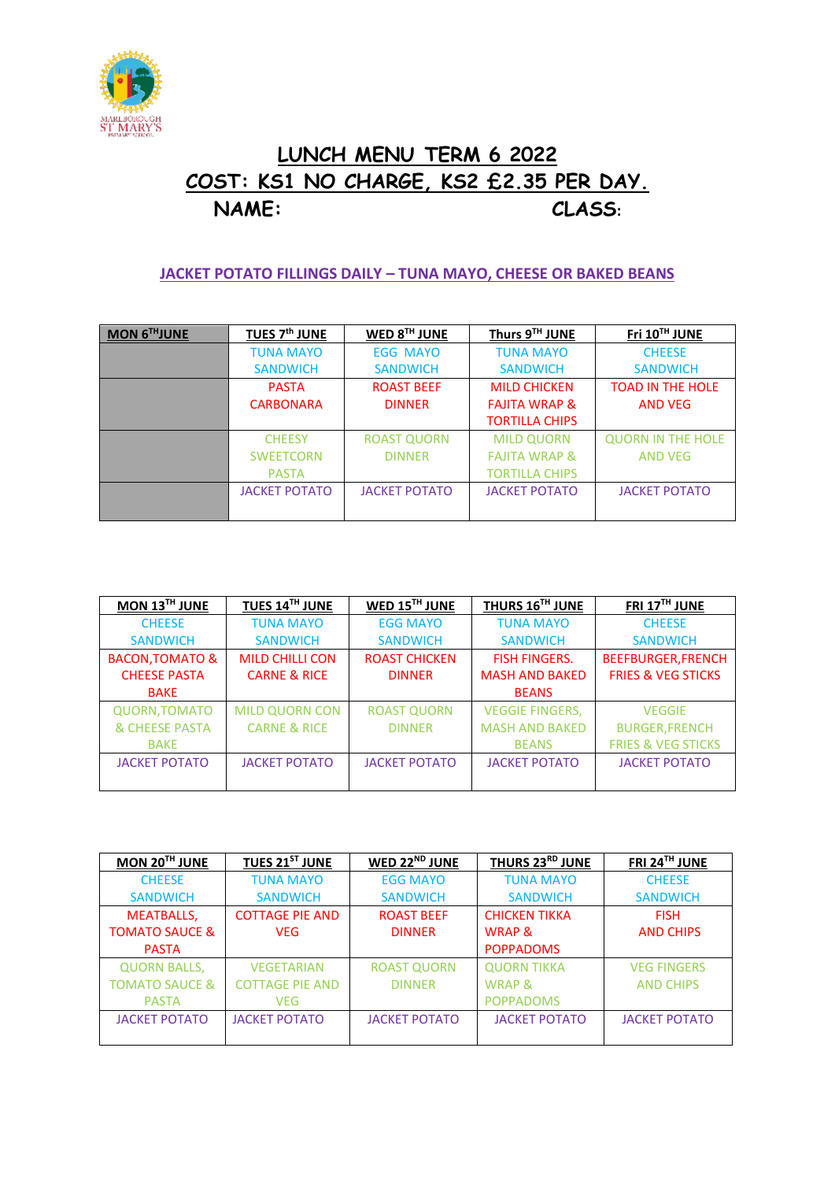# LUNCH MENU TERM 6 2022

## COST: KS1 NO CHARGE, KS2 £2.35 PER DAY.

**NAME:** **CLASS:**

**JACKET POTATO FILLINGS DAILY – TUNA MAYO, CHEESE OR BAKED BEANS**

| MON 6TH JUNE | TUES 7th JUNE | WED 8TH JUNE | Thurs 9TH JUNE | Fri 10TH JUNE |
|---|---|---|---|---|
| | TUNA MAYO SANDWICH | EGG MAYO SANDWICH | TUNA MAYO SANDWICH | CHEESE SANDWICH |
| | PASTA CARBONARA | ROAST BEEF DINNER | MILD CHICKEN FAJITA WRAP & TORTILLA CHIPS | TOAD IN THE HOLE AND VEG |
| | CHEESY SWEETCORN PASTA | ROAST QUORN DINNER | MILD QUORN FAJITA WRAP & TORTILLA CHIPS | QUORN IN THE HOLE AND VEG |
| | JACKET POTATO | JACKET POTATO | JACKET POTATO | JACKET POTATO |

| MON 13TH JUNE | TUES 14TH JUNE | WED 15TH JUNE | THURS 16TH JUNE | FRI 17TH JUNE |
|---|---|---|---|---|
| CHEESE SANDWICH | TUNA MAYO SANDWICH | EGG MAYO SANDWICH | TUNA MAYO SANDWICH | CHEESE SANDWICH |
| BACON,TOMATO & CHEESE PASTA BAKE | MILD CHILLI CON CARNE & RICE | ROAST CHICKEN DINNER | FISH FINGERS. MASH AND BAKED BEANS | BEEFBURGER,FRENCH FRIES & VEG STICKS |
| QUORN,TOMATO & CHEESE PASTA BAKE | MILD QUORN CON CARNE & RICE | ROAST QUORN DINNER | VEGGIE FINGERS, MASH AND BAKED BEANS | VEGGIE BURGER,FRENCH FRIES & VEG STICKS |
| JACKET POTATO | JACKET POTATO | JACKET POTATO | JACKET POTATO | JACKET POTATO |

| MON 20TH JUNE | TUES 21ST JUNE | WED 22ND JUNE | THURS 23RD JUNE | FRI 24TH JUNE |
|---|---|---|---|---|
| CHEESE SANDWICH | TUNA MAYO SANDWICH | EGG MAYO SANDWICH | TUNA MAYO SANDWICH | CHEESE SANDWICH |
| MEATBALLS, TOMATO SAUCE & PASTA | COTTAGE PIE AND VEG | ROAST BEEF DINNER | CHICKEN TIKKA WRAP & POPPADOMS | FISH AND CHIPS |
| QUORN BALLS, TOMATO SAUCE & PASTA | VEGETARIAN COTTAGE PIE AND VEG | ROAST QUORN DINNER | QUORN TIKKA WRAP & POPPADOMS | VEG FINGERS AND CHIPS |
| JACKET POTATO | JACKET POTATO | JACKET POTATO | JACKET POTATO | JACKET POTATO |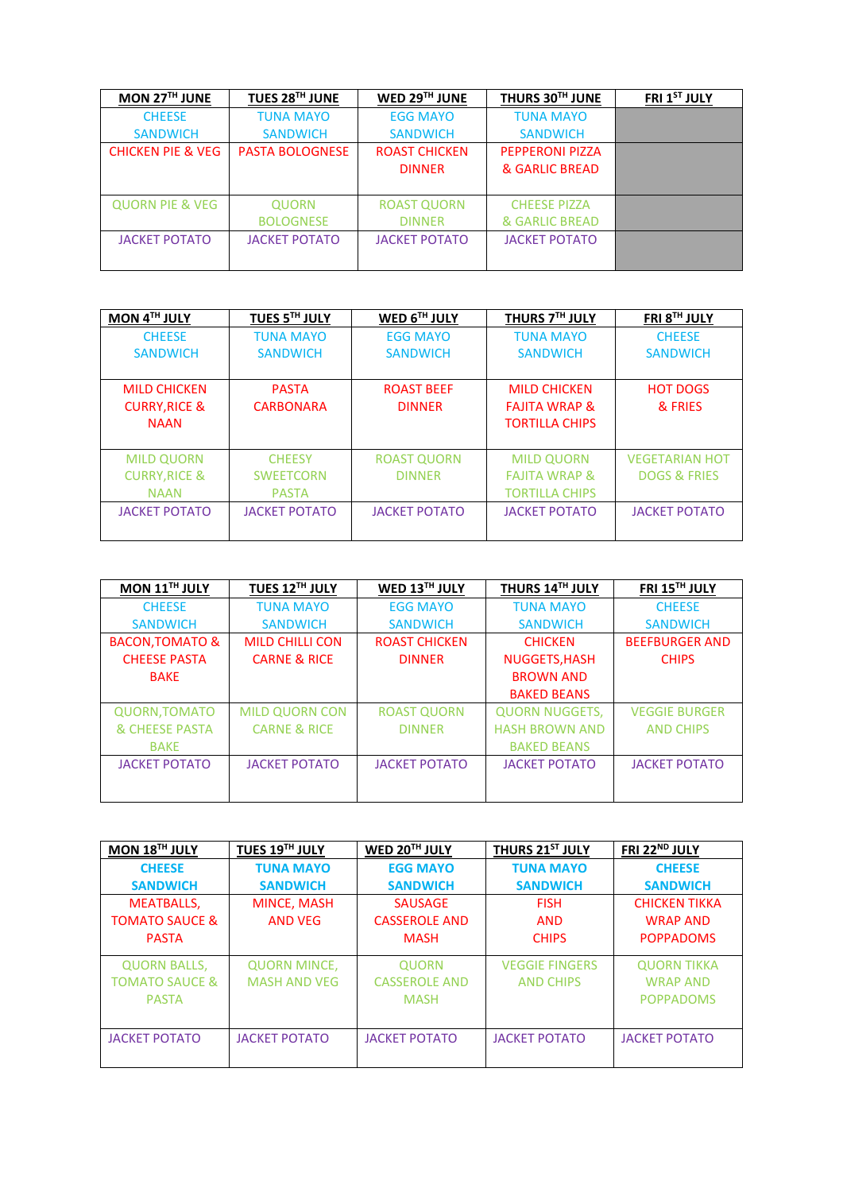| MON 27TH JUNE | TUES 28TH JUNE | WED 29TH JUNE | THURS 30TH JUNE | FRI 1ST JULY |
|---|---|---|---|---|
| CHEESE SANDWICH | TUNA MAYO SANDWICH | EGG MAYO SANDWICH | TUNA MAYO SANDWICH | |
| CHICKEN PIE & VEG | PASTA BOLOGNESE | ROAST CHICKEN DINNER | PEPPERONI PIZZA & GARLIC BREAD | |
| QUORN PIE & VEG | QUORN BOLOGNESE | ROAST QUORN DINNER | CHEESE PIZZA & GARLIC BREAD | |
| JACKET POTATO | JACKET POTATO | JACKET POTATO | JACKET POTATO | |

| MON 4TH JULY | TUES 5TH JULY | WED 6TH JULY | THURS 7TH JULY | FRI 8TH JULY |
|---|---|---|---|---|
| CHEESE SANDWICH | TUNA MAYO SANDWICH | EGG MAYO SANDWICH | TUNA MAYO SANDWICH | CHEESE SANDWICH |
| MILD CHICKEN CURRY,RICE & NAAN | PASTA CARBONARA | ROAST BEEF DINNER | MILD CHICKEN FAJITA WRAP & TORTILLA CHIPS | HOT DOGS & FRIES |
| MILD QUORN CURRY,RICE & NAAN | CHEESY SWEETCORN PASTA | ROAST QUORN DINNER | MILD QUORN FAJITA WRAP & TORTILLA CHIPS | VEGETARIAN HOT DOGS & FRIES |
| JACKET POTATO | JACKET POTATO | JACKET POTATO | JACKET POTATO | JACKET POTATO |

| MON 11TH JULY | TUES 12TH JULY | WED 13TH JULY | THURS 14TH JULY | FRI 15TH JULY |
|---|---|---|---|---|
| CHEESE SANDWICH | TUNA MAYO SANDWICH | EGG MAYO SANDWICH | TUNA MAYO SANDWICH | CHEESE SANDWICH |
| BACON,TOMATO & CHEESE PASTA BAKE | MILD CHILLI CON CARNE & RICE | ROAST CHICKEN DINNER | CHICKEN NUGGETS,HASH BROWN AND BAKED BEANS | BEEFBURGER AND CHIPS |
| QUORN,TOMATO & CHEESE PASTA BAKE | MILD QUORN CON CARNE & RICE | ROAST QUORN DINNER | QUORN NUGGETS, HASH BROWN AND BAKED BEANS | VEGGIE BURGER AND CHIPS |
| JACKET POTATO | JACKET POTATO | JACKET POTATO | JACKET POTATO | JACKET POTATO |

| MON 18TH JULY | TUES 19TH JULY | WED 20TH JULY | THURS 21ST JULY | FRI 22ND JULY |
|---|---|---|---|---|
| **CHEESE SANDWICH** | **TUNA MAYO SANDWICH** | **EGG MAYO SANDWICH** | **TUNA MAYO SANDWICH** | **CHEESE SANDWICH** |
| MEATBALLS, TOMATO SAUCE & PASTA | MINCE, MASH AND VEG | SAUSAGE CASSEROLE AND MASH | FISH AND CHIPS | CHICKEN TIKKA WRAP AND POPPADOMS |
| QUORN BALLS, TOMATO SAUCE & PASTA | QUORN MINCE, MASH AND VEG | QUORN CASSEROLE AND MASH | VEGGIE FINGERS AND CHIPS | QUORN TIKKA WRAP AND POPPADOMS |
| JACKET POTATO | JACKET POTATO | JACKET POTATO | JACKET POTATO | JACKET POTATO |